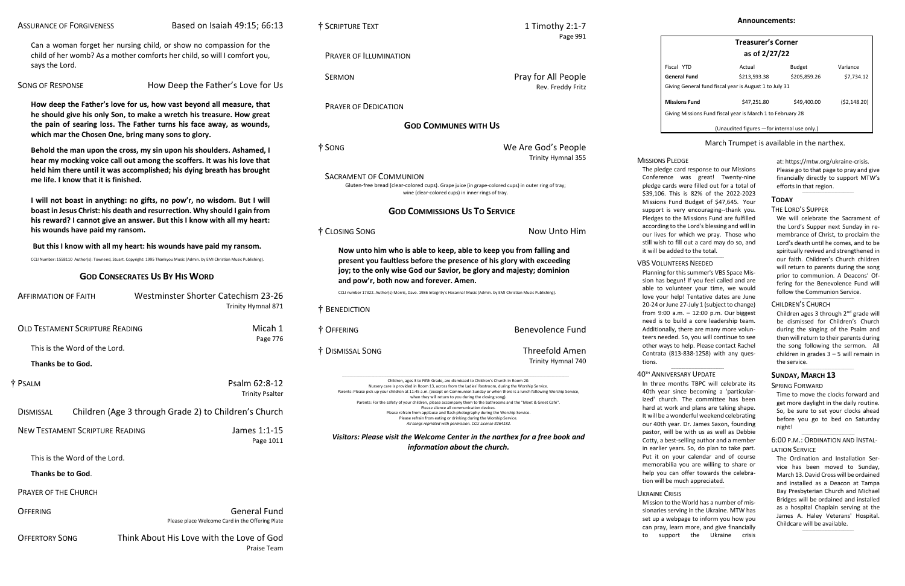Assurance of Forgiveness — Based on Isaiah 49:15; 66:13

Can a woman forget her nursing child, or show no compassion for the child of her womb? As a mother comforts her child, so will I comfort you, says the Lord.

Song of Response — How Deep the Father's Love for Us

**How deep the Father's love for us, how vast beyond all measure, that he should give his only Son, to make a wretch his treasure. How great the pain of searing loss. The Father turns his face away, as wounds, which mar the Chosen One, bring many sons to glory.**

**Behold the man upon the cross, my sin upon his shoulders. Ashamed, I hear my mocking voice call out among the scoffers. It was his love that held him there until it was accomplished; his dying breath has brought me life. I know that it is finished.**

**I will not boast in anything: no gifts, no pow'r, no wisdom. But I will boast in Jesus Christ: his death and resurrection. Why should I gain from his reward? I cannot give an answer. But this I know with all my heart: his wounds have paid my ransom.**

**But this I know with all my heart: his wounds have paid my ransom.**

CCLI Number: 1558110 Author(s): Townend, Stuart. Copyright: 1995 Thankyou Music (Admin. by EMI Christian Music Publishing).

## God Consecrates Us By His Word

Affirmation of Faith — Westminster Shorter Catechism 23-26, Trinity Hymnal 871

Old Testament Scripture Reading — Micah 1, Page 776

This is the Word of the Lord.

**Thanks be to God.**

† Psalm — Psalm 62:8-12, Trinity Psalter

Dismissal — Children (Age 3 through Grade 2) to Children's Church

New Testament Scripture Reading — James 1:1-15, Page 1011

This is the Word of the Lord.

**Thanks be to God**.

Prayer of the Church

Offering — General Fund
Please place Welcome Card in the Offering Plate

Offertory Song — Think About His Love with the Love of God, Praise Team

† Scripture Text — 1 Timothy 2:1-7, Page 991

Prayer of Illumination

Sermon — Pray for All People, Rev. Freddy Fritz

Prayer of Dedication

## God Communes With Us

† Song — We Are God's People, Trinity Hymnal 355

Sacrament of Communion
Gluten-free bread (clear-colored cups). Grape juice (in grape-colored cups) in outer ring of tray; wine (clear-colored cups) in inner rings of tray.

## God Commissions Us To Service

† Closing Song — Now Unto Him

**Now unto him who is able to keep, able to keep you from falling and present you faultless before the presence of his glory with exceeding joy; to the only wise God our Savior, be glory and majesty; dominion and pow'r, both now and forever. Amen.**

CCLI number 17322. Author(s) Morris, Dave. 1986 Integrity's Hosanna! Music (Admin. by EMI Christian Music Publishing).

† Benediction

† Offering — Benevolence Fund

† Dismissal Song — Threefold Amen, Trinity Hymnal 740

Children, ages 3 to Fifth Grade, are dismissed to Children's Church in Room 20.
Nursery care is provided in Room 13, across from the Ladies' Restroom, during the Worship Service.
Parents: Please pick up your children at 11:45 a.m. (except on Communion Sunday or when there is a lunch following Worship Service, when they will return to you during the closing song).
Parents: For the safety of your children, please accompany them to the bathrooms and the "Meet & Greet Café".
Please silence all communication devices.
Please refrain from applause and flash photography during the Worship Service.
Please refrain from eating or drinking during the Worship Service.
*All songs reprinted with permission. CCLI License #264182.*

***Visitors: Please visit the Welcome Center in the narthex for a free book and information about the church.***

## Announcements:

**Treasurer's Corner**
**as of 2/27/22**

| Fiscal YTD | Actual | Budget | Variance |
|---|---|---|---|
| **General Fund** | $213,593.38 | $205,859.26 | $7,734.12 |
| Giving General fund fiscal year is August 1 to July 31 | | | |
| **Missions Fund** | $47,251.80 | $49,400.00 | ($2,148.20) |
| Giving Missions Fund fiscal year is March 1 to February 28 | | | |

(Unaudited figures —for internal use only.)

March Trumpet is available in the narthex.

### Missions Pledge

The pledge card response to our Missions Conference was great! Twenty-nine pledge cards were filled out for a total of $39,106. This is 82% of the 2022-2023 Missions Fund Budget of $47,645. Your support is very encouraging--thank you. Pledges to the Missions Fund are fulfilled according to the Lord's blessing and will in our lives for which we pray. Those who still wish to fill out a card may do so, and it will be added to the total.

### VBS Volunteers Needed

Planning for this summer's VBS Space Mission has begun! If you feel called and are able to volunteer your time, we would love your help! Tentative dates are June 20-24 or June 27-July 1 (subject to change) from 9:00 a.m. – 12:00 p.m. Our biggest need is to build a core leadership team. Additionally, there are many more volunteers needed. So, you will continue to see other ways to help. Please contact Rachel Contrata (813-838-1258) with any questions.

### 40th Anniversary Update

In three months TBPC will celebrate its 40th year since becoming a 'particularized' church. The committee has been hard at work and plans are taking shape. It will be a wonderful weekend celebrating our 40th year. Dr. James Saxon, founding pastor, will be with us as well as Debbie Cotty, a best-selling author and a member in earlier years. So, do plan to take part. Put it on your calendar and of course memorabilia you are willing to share or help you can offer towards the celebration will be much appreciated.

### Ukraine Crisis

Mission to the World has a number of missionaries serving in the Ukraine. MTW has set up a webpage to inform you how you can pray, learn more, and give financially to support the Ukraine crisis at: https://mtw.org/ukraine-crisis. Please go to that page to pray and give financially directly to support MTW's efforts in that region.

## Today

### The Lord's Supper

We will celebrate the Sacrament of the Lord's Supper next Sunday in remembrance of Christ, to proclaim the Lord's death until he comes, and to be spiritually revived and strengthened in our faith. Children's Church children will return to parents during the song prior to communion. A Deacons' Offering for the Benevolence Fund will follow the Communion Service.

### Children's Church

Children ages 3 through 2nd grade will be dismissed for Children's Church during the singing of the Psalm and then will return to their parents during the song following the sermon. All children in grades 3 – 5 will remain in the service.

## Sunday, March 13

### Spring Forward

Time to move the clocks forward and get more daylight in the daily routine. So, be sure to set your clocks ahead before you go to bed on Saturday night!

### 6:00 p.m.: Ordination and Installation Service

The Ordination and Installation Service has been moved to Sunday, March 13. David Cross will be ordained and installed as a Deacon at Tampa Bay Presbyterian Church and Michael Bridges will be ordained and installed as a hospital Chaplain serving at the James A. Haley Veterans' Hospital. Childcare will be available.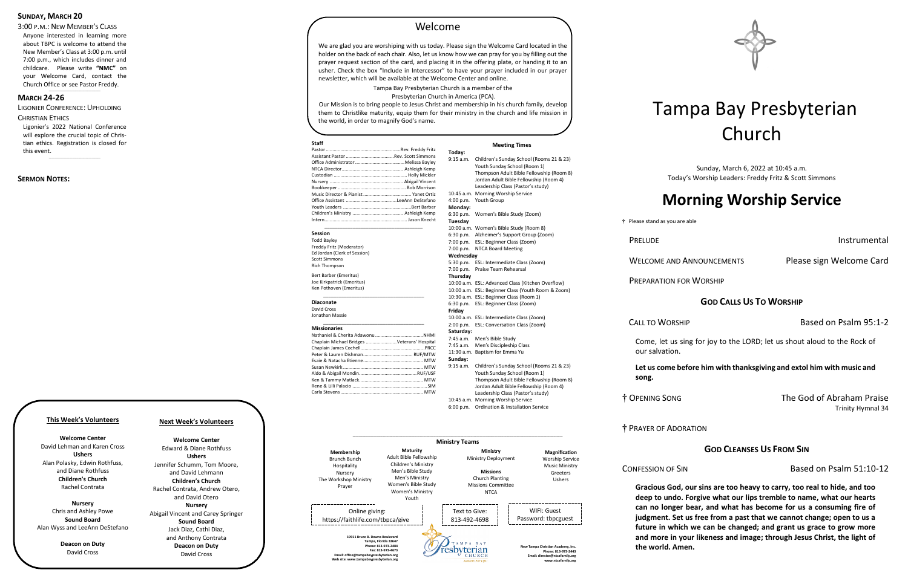**Sunday, March 20**

3:00 P.M.: New Member's Class

Anyone interested in learning more about TBPC is welcome to attend the New Member's Class at 3:00 p.m. until 7:00 p.m., which includes dinner and childcare. Please write **"NMC"** on your Welcome Card, contact the Church Office or see Pastor Freddy.

**March 24-26**

Ligonier Conference: Upholding Christian Ethics

Ligonier's 2022 National Conference will explore the crucial topic of Christian ethics. Registration is closed for this event.

**Sermon Notes:**

**This Week's Volunteers**

**Welcome Center**
David Lehman and Karen Cross

**Ushers**
Alan Polasky, Edwin Rothfuss, and Diane Rothfuss

**Children's Church**
Rachel Contrata

**Nursery**
Chris and Ashley Powe

**Sound Board**
Alan Wyss and LeeAnn DeStefano

**Deacon on Duty**
David Cross

**Next Week's Volunteers**

**Welcome Center**
Edward & Diane Rothfuss

**Ushers**
Jennifer Schumm, Tom Moore, and David Lehmann

**Children's Church**
Rachel Contrata, Andrew Otero, and David Otero

**Nursery**
Abigail Vincent and Carey Springer

**Sound Board**
Jack Diaz, Cathi Diaz, and Anthony Contrata

**Deacon on Duty**
David Cross

## Welcome

We are glad you are worshiping with us today. Please sign the Welcome Card located in the holder on the back of each chair. Also, let us know how we can pray for you by filling out the prayer request section of the card, and placing it in the offering plate, or handing it to an usher. Check the box "Include in Intercessor" to have your prayer included in our prayer newsletter, which will be available at the Welcome Center and online.

Tampa Bay Presbyterian Church is a member of the Presbyterian Church in America (PCA).

Our Mission is to bring people to Jesus Christ and membership in his church family, develop them to Christlike maturity, equip them for their ministry in the church and life mission in the world, in order to magnify God's name.

**Staff**

Pastor ........ Rev. Freddy Fritz
Assistant Pastor ........ Rev. Scott Simmons
Office Administrator ........ Melissa Bayley
NTCA Director ........ Ashleigh Kemp
Custodian ........ Holly Mickler
Nursery ........ Abigail Vincent
Bookkeeper ........ Bob Morrison
Music Director & Pianist ........ Yanet Ortiz
Office Assistant ........ LeeAnn DeStefano
Youth Leaders ........ Bert Barber
Children's Ministry ........ Ashleigh Kemp
Intern ........ Jason Knecht

**Session**

Todd Bayley
Freddy Fritz (Moderator)
Ed Jordan (Clerk of Session)
Scott Simmons
Rich Thompson

Bert Barber (Emeritus)
Joe Kirkpatrick (Emeritus)
Ken Pothoven (Emeritus)

**Diaconate**

David Cross
Jonathan Massie

**Missionaries**

Nathaniel & Cherita Adawonu ........ NHMI
Chaplain Michael Bridges ........ Veterans' Hospital
Chaplain James Cochell ........ PRCC
Peter & Lauren Dishman ........ RUF/MTW
Esaie & Natacha Etienne ........ MTW
Susan Newkirk ........ MTW
Aldo & Abigail Mondin ........ RUF/USF
Ken & Tammy Matlack ........ MTW
Rene & Lilli Palacio ........ SIM
Carla Stevens ........ MTW

**Meeting Times**

**Today:**
9:15 a.m. Children's Sunday School (Rooms 21 & 23)
Youth Sunday School (Room 1)
Thompson Adult Bible Fellowship (Room 8)
Jordan Adult Bible Fellowship (Room 4)
Leadership Class (Pastor's study)
10:45 a.m. Morning Worship Service
4:00 p.m. Youth Group

**Monday:**
6:30 p.m. Women's Bible Study (Zoom)

**Tuesday**
10:00 a.m. Women's Bible Study (Room 8)
6:30 p.m. Alzheimer's Support Group (Zoom)
7:00 p.m. ESL: Beginner Class (Zoom)
7:00 p.m. NTCA Board Meeting

**Wednesday**
5:30 p.m. ESL: Intermediate Class (Zoom)
7:00 p.m. Praise Team Rehearsal

**Thursday**
10:00 a.m. ESL: Advanced Class (Kitchen Overflow)
10:00 a.m. ESL: Beginner Class (Youth Room & Zoom)
10:30 a.m. ESL: Beginner Class (Room 1)
6:30 p.m. ESL: Beginner Class (Zoom)

**Friday**
10:00 a.m. ESL: Intermediate Class (Zoom)
2:00 p.m. ESL: Conversation Class (Zoom)

**Saturday:**
7:45 a.m. Men's Bible Study
7:45 a.m. Men's Discipleship Class
11:30 a.m. Baptism for Emma Yu

**Sunday:**
9:15 a.m. Children's Sunday School (Rooms 21 & 23)
Youth Sunday School (Room 1)
Thompson Adult Bible Fellowship (Room 8)
Jordan Adult Bible Fellowship (Room 4)
Leadership Class (Pastor's study)
10:45 a.m. Morning Worship Service
6:00 p.m. Ordination & Installation Service

**Ministry Teams**

| Membership | Maturity | Ministry | Magnification |
|---|---|---|---|
| Brunch Bunch | Adult Bible Fellowship | Ministry Deployment | Worship Service |
| Hospitality | Children's Ministry | | Music Ministry |
| Nursery | Men's Bible Study | **Missions** | Greeters |
| The Workshop Ministry | Men's Ministry | Church Planting | Ushers |
| Prayer | Women's Bible Study | Missions Committee | |
| | Women's Ministry | NTCA | |
| | Youth | | |

Online giving: https://faithlife.com/tbpca/give

Text to Give: 813-492-4698

WIFI: Guest
Password: tbpcguest

19911 Bruce B. Downs Boulevard
Tampa, Florida 33647
Phone: 813-973-2484
Fax: 813-973-4673
Email: office@tampabaypresbyterian.org
Web site: www.tampabaypresbyterian.org

Tampa Bay Presbyterian Church
Answers For Life

New Tampa Christian Academy, Inc.
Phone: 813-973-2443
Email: director@ntcafamily.org
www.ntcafamily.org

# Tampa Bay Presbyterian Church

Sunday, March 6, 2022 at 10:45 a.m.
Today's Worship Leaders: Freddy Fritz & Scott Simmons

# Morning Worship Service

† Please stand as you are able

Prelude — Instrumental

Welcome and Announcements — Please sign Welcome Card

Preparation for Worship

## God Calls Us To Worship

Call to Worship — Based on Psalm 95:1-2

Come, let us sing for joy to the LORD; let us shout aloud to the Rock of our salvation.

**Let us come before him with thanksgiving and extol him with music and song.**

† Opening Song — The God of Abraham Praise
Trinity Hymnal 34

† Prayer of Adoration

## God Cleanses Us From Sin

Confession of Sin — Based on Psalm 51:10-12

**Gracious God, our sins are too heavy to carry, too real to hide, and too deep to undo. Forgive what our lips tremble to name, what our hearts can no longer bear, and what has become for us a consuming fire of judgment. Set us free from a past that we cannot change; open to us a future in which we can be changed; and grant us grace to grow more and more in your likeness and image; through Jesus Christ, the light of the world. Amen.**